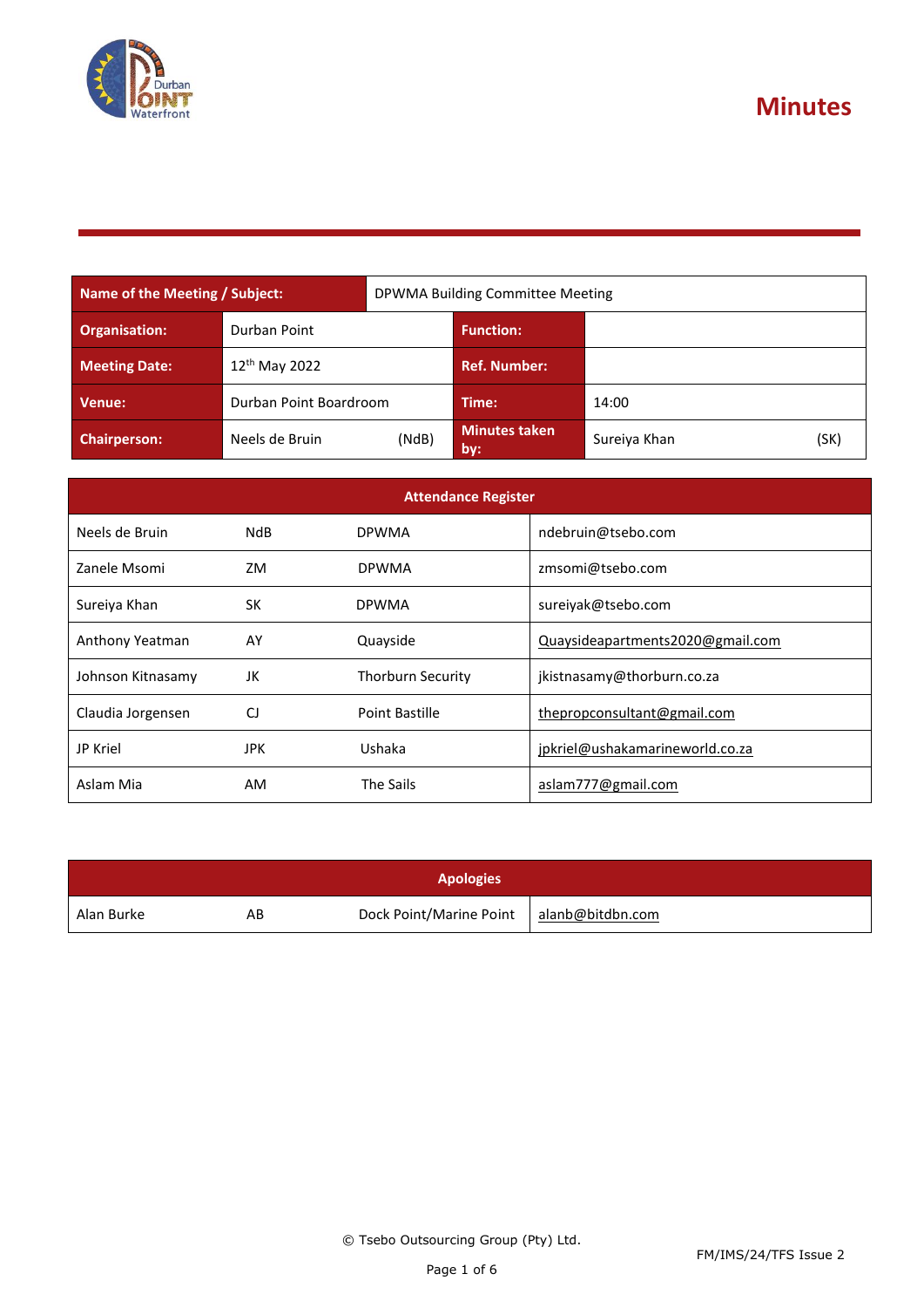# Minutes

| Name of the Meeting / Subject: | DPWMA Building Committee Meeting | | |
|---|---|---|---|
| Organisation: | Durban Point | Function: | |
| Meeting Date: | 12th May 2022 | Ref. Number: | |
| Venue: | Durban Point Boardroom | Time: | 14:00 |
| Chairperson: | Neels de Bruin (NdB) | Minutes taken by: | Sureiya Khan (SK) |

| Attendance Register | | | |
|---|---|---|---|
| Neels de Bruin | NdB | DPWMA | ndebruin@tsebo.com |
| Zanele Msomi | ZM | DPWMA | zmsomi@tsebo.com |
| Sureiya Khan | SK | DPWMA | sureiyak@tsebo.com |
| Anthony Yeatman | AY | Quayside | Quaysideapartments2020@gmail.com |
| Johnson Kitnasamy | JK | Thorburn Security | jkistnasamy@thorburn.co.za |
| Claudia Jorgensen | CJ | Point Bastille | thepropconsultant@gmail.com |
| JP Kriel | JPK | Ushaka | jpkriel@ushakamarineworld.co.za |
| Aslam Mia | AM | The Sails | aslam777@gmail.com |

| Apologies | | | |
|---|---|---|---|
| Alan Burke | AB | Dock Point/Marine Point | alanb@bitdbn.com |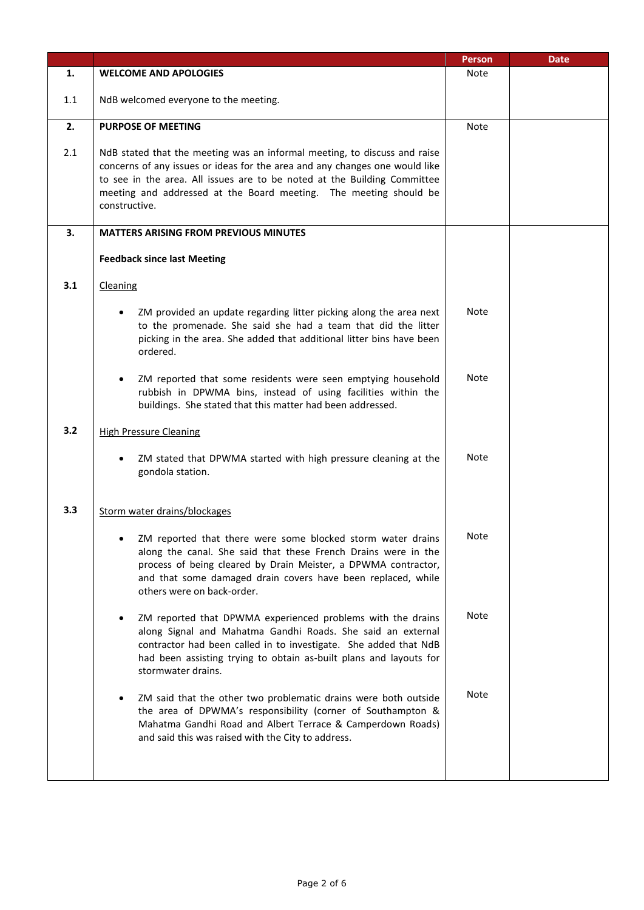| | | Person | Date |
|---|---|---|---|
| **1.** | **WELCOME AND APOLOGIES** | Note | |
| 1.1 | NdB welcomed everyone to the meeting. | | |
| **2.** | **PURPOSE OF MEETING** | Note | |
| 2.1 | NdB stated that the meeting was an informal meeting, to discuss and raise concerns of any issues or ideas for the area and any changes one would like to see in the area. All issues are to be noted at the Building Committee meeting and addressed at the Board meeting. The meeting should be constructive. | | |
| **3.** | **MATTERS ARISING FROM PREVIOUS MINUTES** | | |
| | **Feedback since last Meeting** | | |
| **3.1** | Cleaning | | |
| | • ZM provided an update regarding litter picking along the area next to the promenade. She said she had a team that did the litter picking in the area. She added that additional litter bins have been ordered. | Note | |
| | • ZM reported that some residents were seen emptying household rubbish in DPWMA bins, instead of using facilities within the buildings. She stated that this matter had been addressed. | Note | |
| **3.2** | High Pressure Cleaning | | |
| | • ZM stated that DPWMA started with high pressure cleaning at the gondola station. | Note | |
| **3.3** | Storm water drains/blockages | | |
| | • ZM reported that there were some blocked storm water drains along the canal. She said that these French Drains were in the process of being cleared by Drain Meister, a DPWMA contractor, and that some damaged drain covers have been replaced, while others were on back-order. | Note | |
| | • ZM reported that DPWMA experienced problems with the drains along Signal and Mahatma Gandhi Roads. She said an external contractor had been called in to investigate. She added that NdB had been assisting trying to obtain as-built plans and layouts for stormwater drains. | Note | |
| | • ZM said that the other two problematic drains were both outside the area of DPWMA's responsibility (corner of Southampton & Mahatma Gandhi Road and Albert Terrace & Camperdown Roads) and said this was raised with the City to address. | Note | |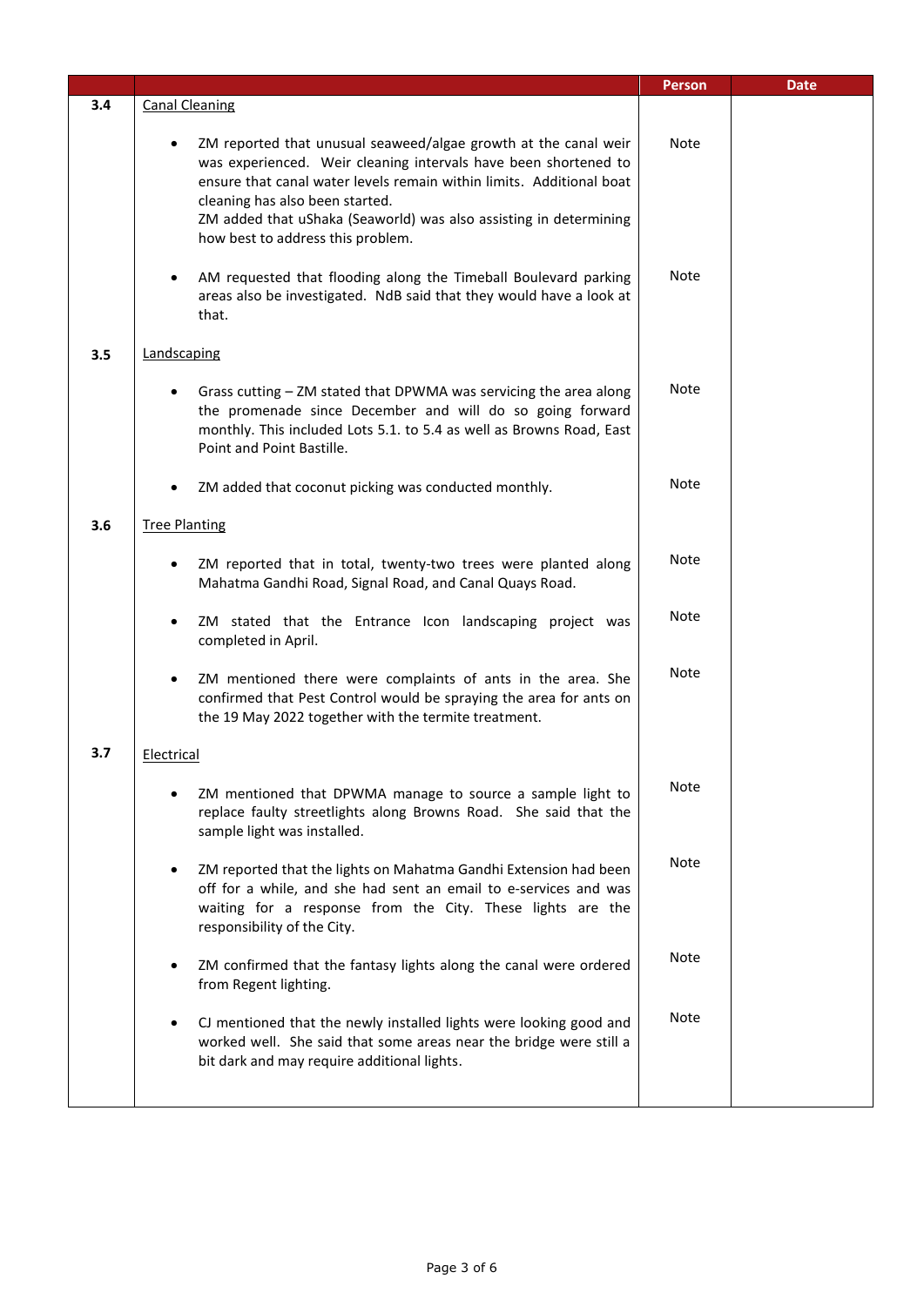| | | Person | Date |
|---|---|---|---|
| **3.4** | Canal Cleaning | | |
| | • ZM reported that unusual seaweed/algae growth at the canal weir was experienced. Weir cleaning intervals have been shortened to ensure that canal water levels remain within limits. Additional boat cleaning has also been started. ZM added that uShaka (Seaworld) was also assisting in determining how best to address this problem. | Note | |
| | • AM requested that flooding along the Timeball Boulevard parking areas also be investigated. NdB said that they would have a look at that. | Note | |
| **3.5** | Landscaping | | |
| | • Grass cutting – ZM stated that DPWMA was servicing the area along the promenade since December and will do so going forward monthly. This included Lots 5.1. to 5.4 as well as Browns Road, East Point and Point Bastille. | Note | |
| | • ZM added that coconut picking was conducted monthly. | Note | |
| **3.6** | Tree Planting | | |
| | • ZM reported that in total, twenty-two trees were planted along Mahatma Gandhi Road, Signal Road, and Canal Quays Road. | Note | |
| | • ZM stated that the Entrance Icon landscaping project was completed in April. | Note | |
| | • ZM mentioned there were complaints of ants in the area. She confirmed that Pest Control would be spraying the area for ants on the 19 May 2022 together with the termite treatment. | Note | |
| **3.7** | Electrical | | |
| | • ZM mentioned that DPWMA manage to source a sample light to replace faulty streetlights along Browns Road. She said that the sample light was installed. | Note | |
| | • ZM reported that the lights on Mahatma Gandhi Extension had been off for a while, and she had sent an email to e-services and was waiting for a response from the City. These lights are the responsibility of the City. | Note | |
| | • ZM confirmed that the fantasy lights along the canal were ordered from Regent lighting. | Note | |
| | • CJ mentioned that the newly installed lights were looking good and worked well. She said that some areas near the bridge were still a bit dark and may require additional lights. | Note | |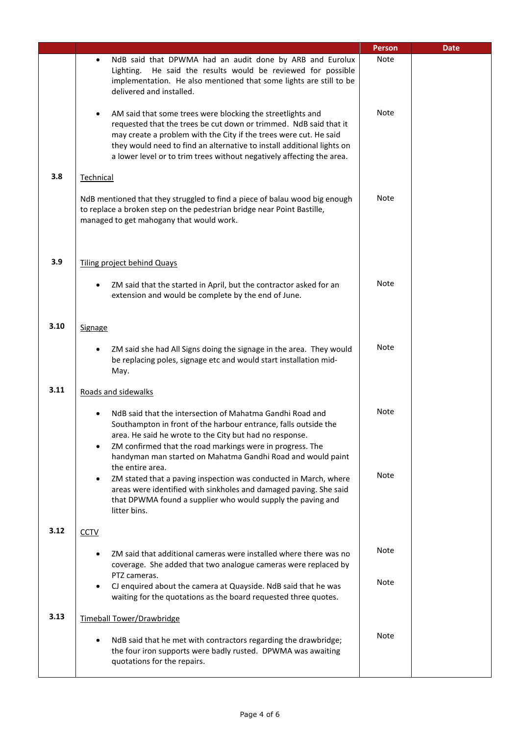| | | Person | Date |
|---|---|---|---|
| | • NdB said that DPWMA had an audit done by ARB and Eurolux Lighting. He said the results would be reviewed for possible implementation. He also mentioned that some lights are still to be delivered and installed. | Note | |
| | • AM said that some trees were blocking the streetlights and requested that the trees be cut down or trimmed. NdB said that it may create a problem with the City if the trees were cut. He said they would need to find an alternative to install additional lights on a lower level or to trim trees without negatively affecting the area. | Note | |
| **3.8** | Technical | | |
| | NdB mentioned that they struggled to find a piece of balau wood big enough to replace a broken step on the pedestrian bridge near Point Bastille, managed to get mahogany that would work. | Note | |
| **3.9** | Tiling project behind Quays | | |
| | • ZM said that the started in April, but the contractor asked for an extension and would be complete by the end of June. | Note | |
| **3.10** | Signage | | |
| | • ZM said she had All Signs doing the signage in the area. They would be replacing poles, signage etc and would start installation mid-May. | Note | |
| **3.11** | Roads and sidewalks | | |
| | • NdB said that the intersection of Mahatma Gandhi Road and Southampton in front of the harbour entrance, falls outside the area. He said he wrote to the City but had no response.<br>• ZM confirmed that the road markings were in progress. The handyman man started on Mahatma Gandhi Road and would paint the entire area. | Note | |
| | • ZM stated that a paving inspection was conducted in March, where areas were identified with sinkholes and damaged paving. She said that DPWMA found a supplier who would supply the paving and litter bins. | Note | |
| **3.12** | CCTV | | |
| | • ZM said that additional cameras were installed where there was no coverage. She added that two analogue cameras were replaced by PTZ cameras. | Note | |
| | • CJ enquired about the camera at Quayside. NdB said that he was waiting for the quotations as the board requested three quotes. | Note | |
| **3.13** | Timeball Tower/Drawbridge | | |
| | • NdB said that he met with contractors regarding the drawbridge; the four iron supports were badly rusted. DPWMA was awaiting quotations for the repairs. | Note | |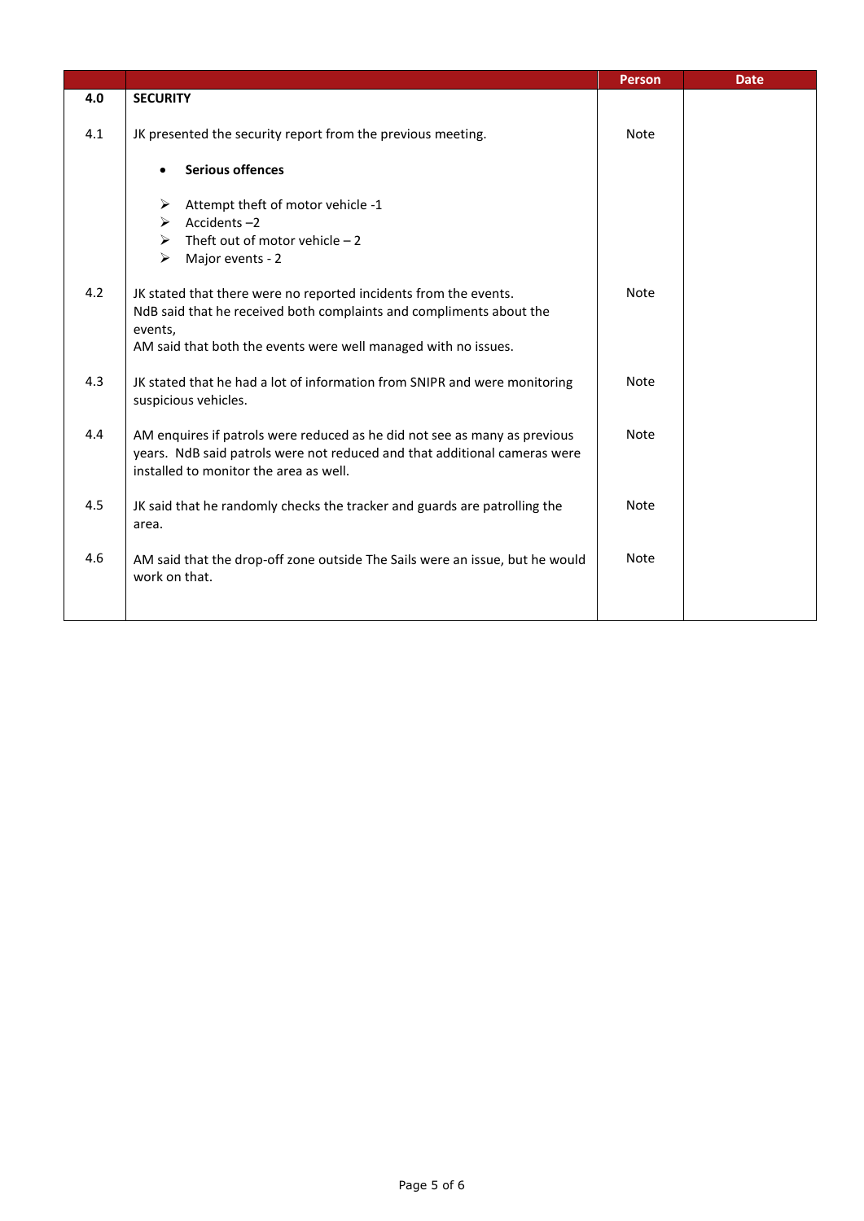| | | Person | Date |
|---|---|---|---|
| **4.0** | **SECURITY** | | |
| 4.1 | JK presented the security report from the previous meeting.<br><br>• **Serious offences**<br><br>➢ Attempt theft of motor vehicle -1<br>➢ Accidents –2<br>➢ Theft out of motor vehicle – 2<br>➢ Major events - 2 | Note | |
| 4.2 | JK stated that there were no reported incidents from the events.<br>NdB said that he received both complaints and compliments about the events,<br>AM said that both the events were well managed with no issues. | Note | |
| 4.3 | JK stated that he had a lot of information from SNIPR and were monitoring suspicious vehicles. | Note | |
| 4.4 | AM enquires if patrols were reduced as he did not see as many as previous years. NdB said patrols were not reduced and that additional cameras were installed to monitor the area as well. | Note | |
| 4.5 | JK said that he randomly checks the tracker and guards are patrolling the area. | Note | |
| 4.6 | AM said that the drop-off zone outside The Sails were an issue, but he would work on that. | Note | |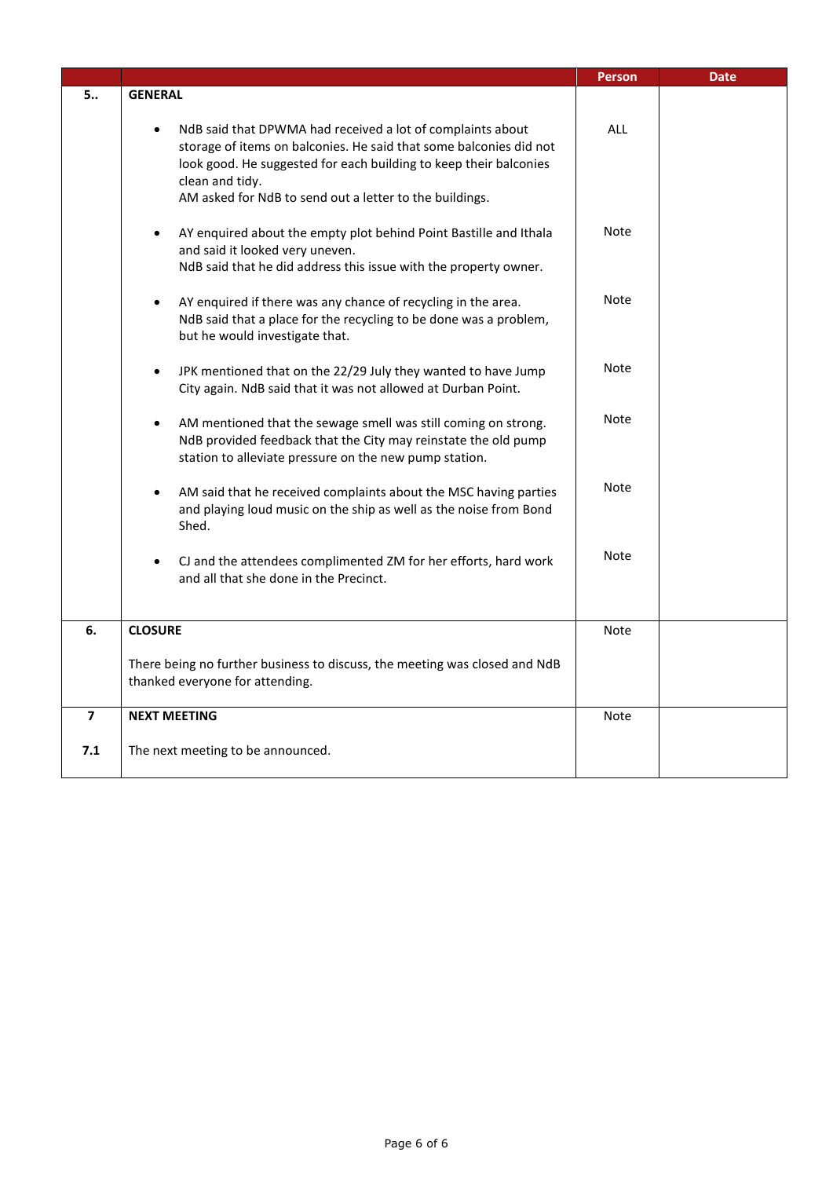| | | Person | Date |
|---|---|---|---|
| 5.. | **GENERAL** | | |
| | • NdB said that DPWMA had received a lot of complaints about storage of items on balconies. He said that some balconies did not look good. He suggested for each building to keep their balconies clean and tidy.<br>AM asked for NdB to send out a letter to the buildings. | ALL | |
| | • AY enquired about the empty plot behind Point Bastille and Ithala and said it looked very uneven.<br>NdB said that he did address this issue with the property owner. | Note | |
| | • AY enquired if there was any chance of recycling in the area.<br>NdB said that a place for the recycling to be done was a problem, but he would investigate that. | Note | |
| | • JPK mentioned that on the 22/29 July they wanted to have Jump City again. NdB said that it was not allowed at Durban Point. | Note | |
| | • AM mentioned that the sewage smell was still coming on strong.<br>NdB provided feedback that the City may reinstate the old pump station to alleviate pressure on the new pump station. | Note | |
| | • AM said that he received complaints about the MSC having parties and playing loud music on the ship as well as the noise from Bond Shed. | Note | |
| | • CJ and the attendees complimented ZM for her efforts, hard work and all that she done in the Precinct. | Note | |
| 6. | **CLOSURE**<br><br>There being no further business to discuss, the meeting was closed and NdB thanked everyone for attending. | Note | |
| 7 | **NEXT MEETING** | Note | |
| 7.1 | The next meeting to be announced. | | |